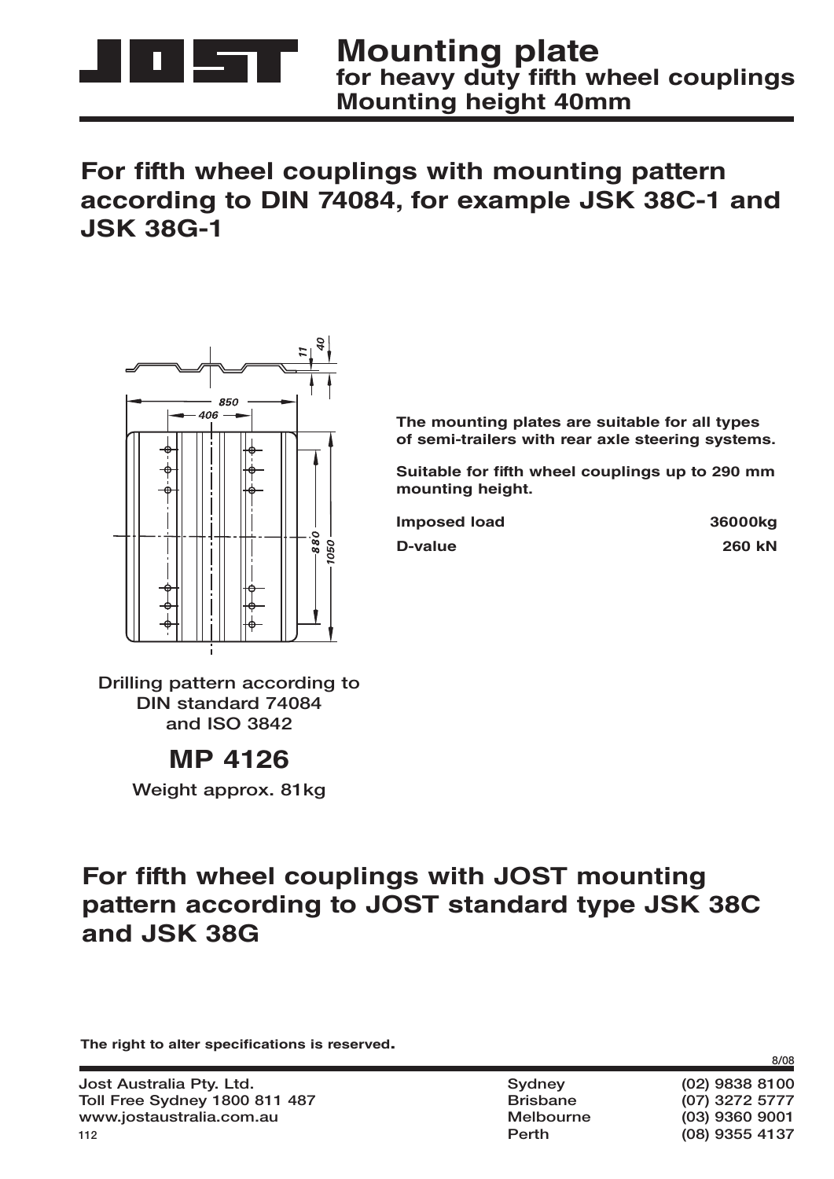# Mounting plate
## for heavy duty fifth wheel couplings
## Mounting height 40mm

## For fifth wheel couplings with mounting pattern according to DIN 74084, for example JSK 38C-1 and JSK 38G-1

**The mounting plates are suitable for all types of semi-trailers with rear axle steering systems.**

**Suitable for fifth wheel couplings up to 290 mm mounting height.**

| | |
|---|---|
| **Imposed load** | **36000kg** |
| **D-value** | **260 kN** |

Drilling pattern according to DIN standard 74084 and ISO 3842

### MP 4126

Weight approx. 81kg

## For fifth wheel couplings with JOST mounting pattern according to JOST standard type JSK 38C and JSK 38G

**The right to alter specifications is reserved.**

8/08

Jost Australia Pty. Ltd.
Toll Free Sydney 1800 811 487
www.jostaustralia.com.au

| | |
|---|---|
| Sydney | (02) 9838 8100 |
| Brisbane | (07) 3272 5777 |
| Melbourne | (03) 9360 9001 |
| Perth | (08) 9355 4137 |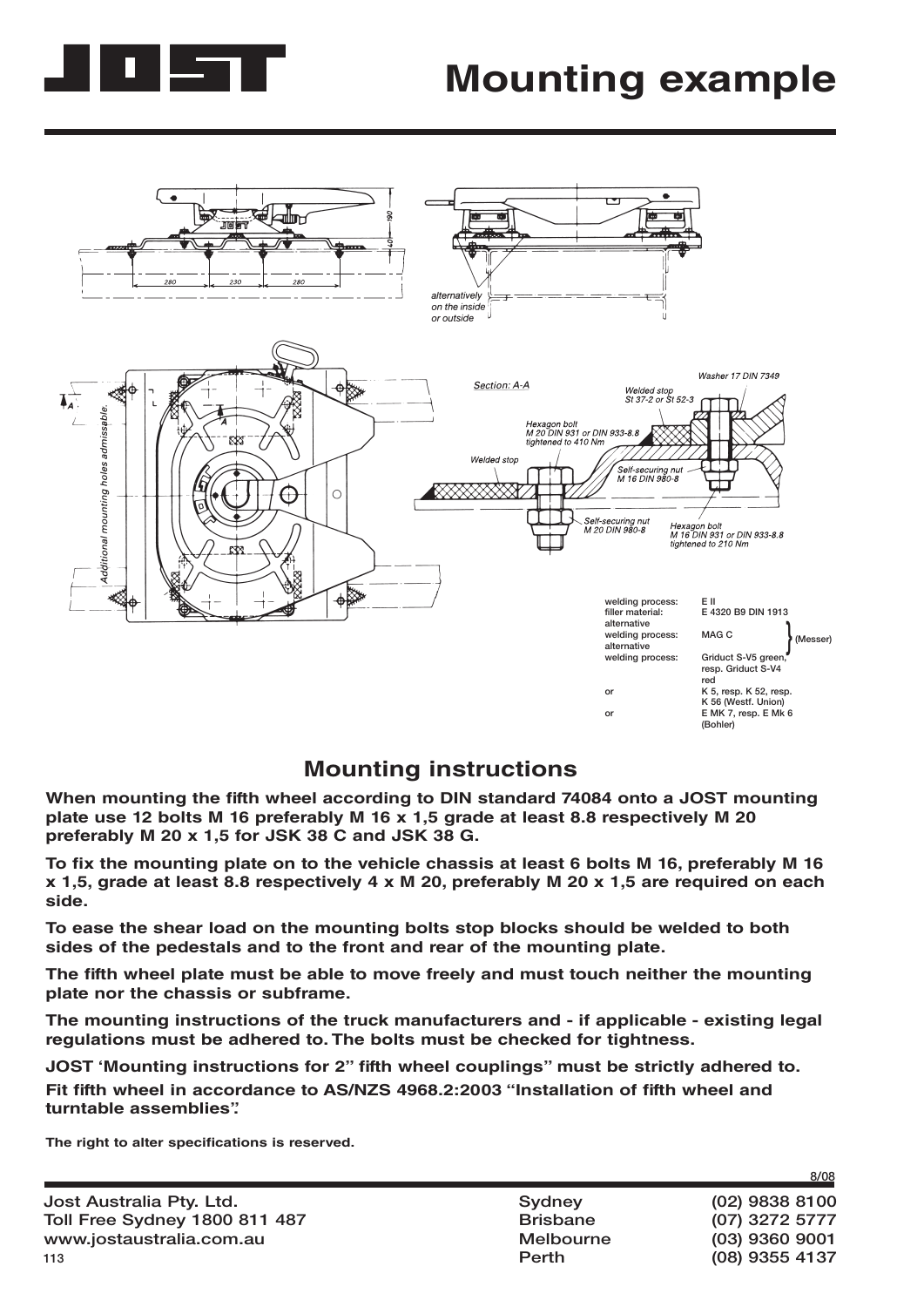# Mounting example

280 230 280

40 190

alternatively on the inside or outside

Additional mounting holes admissable.

A

Section: A-A

Washer 17 DIN 7349

Welded stop St 37-2 or St 52-3

Hexagon bolt M 20 DIN 931 or DIN 933-8.8 tightened to 410 Nm

Welded stop

Self-securing nut M 16 DIN 980-8

Self-securing nut M 20 DIN 980-8

Hexagon bolt M 16 DIN 931 or DIN 933-8.8 tightened to 210 Nm

| | |
|---|---|
| welding process: | E II |
| filler material: | E 4320 B9 DIN 1913 |
| alternative welding process: | MAG C |
| alternative welding process: | Griduct S-V5 green, resp. Griduct S-V4 red |
| or | K 5, resp. K 52, resp. K 56 (Westf. Union) |
| or | E MK 7, resp. E Mk 6 (Bohler) |

(Messer)

## Mounting instructions

**When mounting the fifth wheel according to DIN standard 74084 onto a JOST mounting plate use 12 bolts M 16 preferably M 16 x 1,5 grade at least 8.8 respectively M 20 preferably M 20 x 1,5 for JSK 38 C and JSK 38 G.**

**To fix the mounting plate on to the vehicle chassis at least 6 bolts M 16, preferably M 16 x 1,5, grade at least 8.8 respectively 4 x M 20, preferably M 20 x 1,5 are required on each side.**

**To ease the shear load on the mounting bolts stop blocks should be welded to both sides of the pedestals and to the front and rear of the mounting plate.**

**The fifth wheel plate must be able to move freely and must touch neither the mounting plate nor the chassis or subframe.**

**The mounting instructions of the truck manufacturers and - if applicable - existing legal regulations must be adhered to. The bolts must be checked for tightness.**

**JOST 'Mounting instructions for 2" fifth wheel couplings" must be strictly adhered to.**

**Fit fifth wheel in accordance to AS/NZS 4968.2:2003 "Installation of fifth wheel and turntable assemblies".**

**The right to alter specifications is reserved.**

8/08

Jost Australia Pty. Ltd.
Toll Free Sydney 1800 811 487
www.jostaustralia.com.au

| | |
|---|---|
| Sydney | (02) 9838 8100 |
| Brisbane | (07) 3272 5777 |
| Melbourne | (03) 9360 9001 |
| Perth | (08) 9355 4137 |